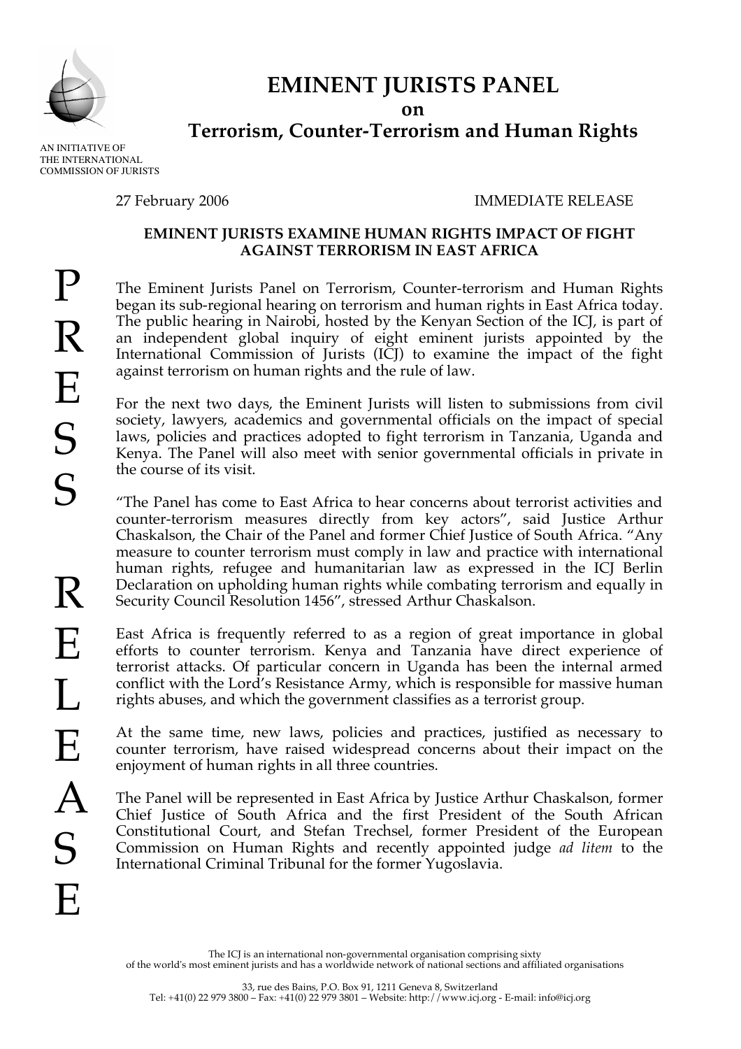# EMINENT JURISTS PANEL

**on**

## Terrorism, Counter-Terrorism and Human Rights

AN INITIATIVE OF THE INTERNATIONAL COMMISSION OF JURISTS

PRESS RELEASE

27 February 2006 IMMEDIATE RELEASE

**EMINENT JURISTS EXAMINE HUMAN RIGHTS IMPACT OF FIGHT AGAINST TERRORISM IN EAST AFRICA**

The Eminent Jurists Panel on Terrorism, Counter-terrorism and Human Rights began its sub-regional hearing on terrorism and human rights in East Africa today. The public hearing in Nairobi, hosted by the Kenyan Section of the ICJ, is part of an independent global inquiry of eight eminent jurists appointed by the International Commission of Jurists (ICJ) to examine the impact of the fight against terrorism on human rights and the rule of law.

For the next two days, the Eminent Jurists will listen to submissions from civil society, lawyers, academics and governmental officials on the impact of special laws, policies and practices adopted to fight terrorism in Tanzania, Uganda and Kenya. The Panel will also meet with senior governmental officials in private in the course of its visit.

"The Panel has come to East Africa to hear concerns about terrorist activities and counter-terrorism measures directly from key actors", said Justice Arthur Chaskalson, the Chair of the Panel and former Chief Justice of South Africa. "Any measure to counter terrorism must comply in law and practice with international human rights, refugee and humanitarian law as expressed in the ICJ Berlin Declaration on upholding human rights while combating terrorism and equally in Security Council Resolution 1456", stressed Arthur Chaskalson.

East Africa is frequently referred to as a region of great importance in global efforts to counter terrorism. Kenya and Tanzania have direct experience of terrorist attacks. Of particular concern in Uganda has been the internal armed conflict with the Lord's Resistance Army, which is responsible for massive human rights abuses, and which the government classifies as a terrorist group.

At the same time, new laws, policies and practices, justified as necessary to counter terrorism, have raised widespread concerns about their impact on the enjoyment of human rights in all three countries.

The Panel will be represented in East Africa by Justice Arthur Chaskalson, former Chief Justice of South Africa and the first President of the South African Constitutional Court, and Stefan Trechsel, former President of the European Commission on Human Rights and recently appointed judge *ad litem* to the International Criminal Tribunal for the former Yugoslavia.

The ICJ is an international non-governmental organisation comprising sixty of the world's most eminent jurists and has a worldwide network of national sections and affiliated organisations

33, rue des Bains, P.O. Box 91, 1211 Geneva 8, Switzerland
Tel: +41(0) 22 979 3800 – Fax: +41(0) 22 979 3801 – Website: http://www.icj.org - E-mail: info@icj.org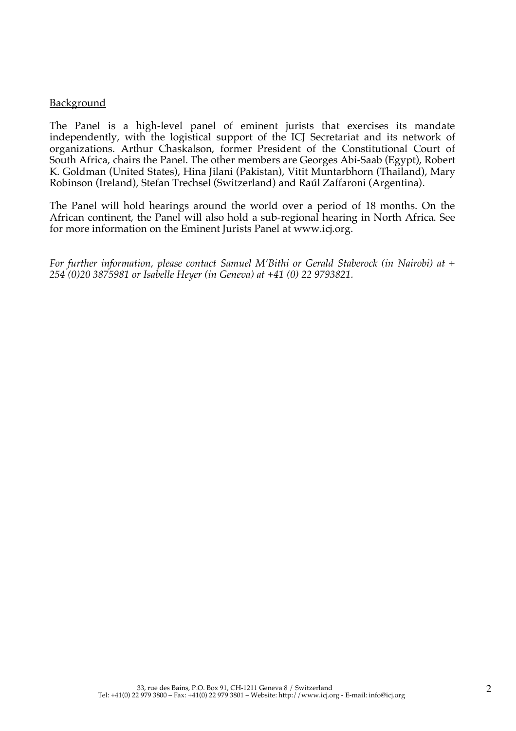<u>Background</u>

The Panel is a high-level panel of eminent jurists that exercises its mandate independently, with the logistical support of the ICJ Secretariat and its network of organizations. Arthur Chaskalson, former President of the Constitutional Court of South Africa, chairs the Panel. The other members are Georges Abi-Saab (Egypt), Robert K. Goldman (United States), Hina Jilani (Pakistan), Vitit Muntarbhorn (Thailand), Mary Robinson (Ireland), Stefan Trechsel (Switzerland) and Raúl Zaffaroni (Argentina).

The Panel will hold hearings around the world over a period of 18 months. On the African continent, the Panel will also hold a sub-regional hearing in North Africa. See for more information on the Eminent Jurists Panel at www.icj.org.

*For further information, please contact Samuel M'Bithi or Gerald Staberock (in Nairobi) at + 254 (0)20 3875981 or Isabelle Heyer (in Geneva) at +41 (0) 22 9793821.*